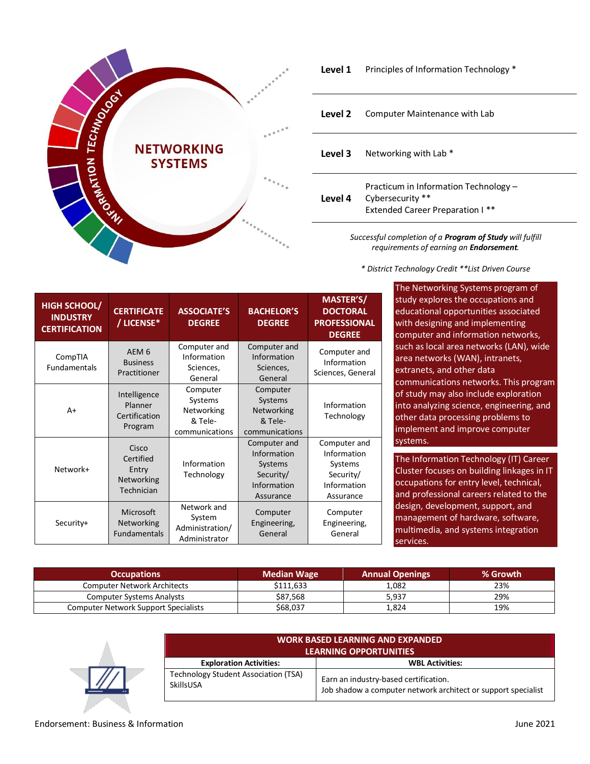# NETWORKING SYSTEMS

INFORMATION TECHNOLOGY

| | |
|---|---|
| **Level 1** | Principles of Information Technology * |
| **Level 2** | Computer Maintenance with Lab |
| **Level 3** | Networking with Lab * |
| **Level 4** | Practicum in Information Technology – Cybersecurity ** <br> Extended Career Preparation I ** |

*Successful completion of a **Program of Study** will fulfill requirements of earning an **Endorsement**.*

*\* District Technology Credit \*\*List Driven Course*

| HIGH SCHOOL/ INDUSTRY CERTIFICATION | CERTIFICATE / LICENSE* | ASSOCIATE'S DEGREE | BACHELOR'S DEGREE | MASTER'S/ DOCTORAL PROFESSIONAL DEGREE |
|---|---|---|---|---|
| CompTIA Fundamentals | AEM 6 Business Practitioner | Computer and Information Sciences, General | Computer and Information Sciences, General | Computer and Information Sciences, General |
| A+ | Intelligence Planner Certification Program | Computer Systems Networking & Tele-communications | Computer Systems Networking & Tele-communications | Information Technology |
| Network+ | Cisco Certified Entry Networking Technician | Information Technology | Computer and Information Systems Security/ Information Assurance | Computer and Information Systems Security/ Information Assurance |
| Security+ | Microsoft Networking Fundamentals | Network and System Administration/ Administrator | Computer Engineering, General | Computer Engineering, General |

The Networking Systems program of study explores the occupations and educational opportunities associated with designing and implementing computer and information networks, such as local area networks (LAN), wide area networks (WAN), intranets, extranets, and other data communications networks. This program of study may also include exploration into analyzing science, engineering, and other data processing problems to implement and improve computer systems.

The Information Technology (IT) Career Cluster focuses on building linkages in IT occupations for entry level, technical, and professional careers related to the design, development, support, and management of hardware, software, multimedia, and systems integration services.

| Occupations | Median Wage | Annual Openings | % Growth |
|---|---|---|---|
| Computer Network Architects | $111,633 | 1,082 | 23% |
| Computer Systems Analysts | $87,568 | 5,937 | 29% |
| Computer Network Support Specialists | $68,037 | 1,824 | 19% |

| WORK BASED LEARNING AND EXPANDED LEARNING OPPORTUNITIES | |
|---|---|
| **Exploration Activities:** | **WBL Activities:** |
| Technology Student Association (TSA) <br> SkillsUSA | Earn an industry-based certification. <br> Job shadow a computer network architect or support specialist |

Endorsement: Business & Information

June 2021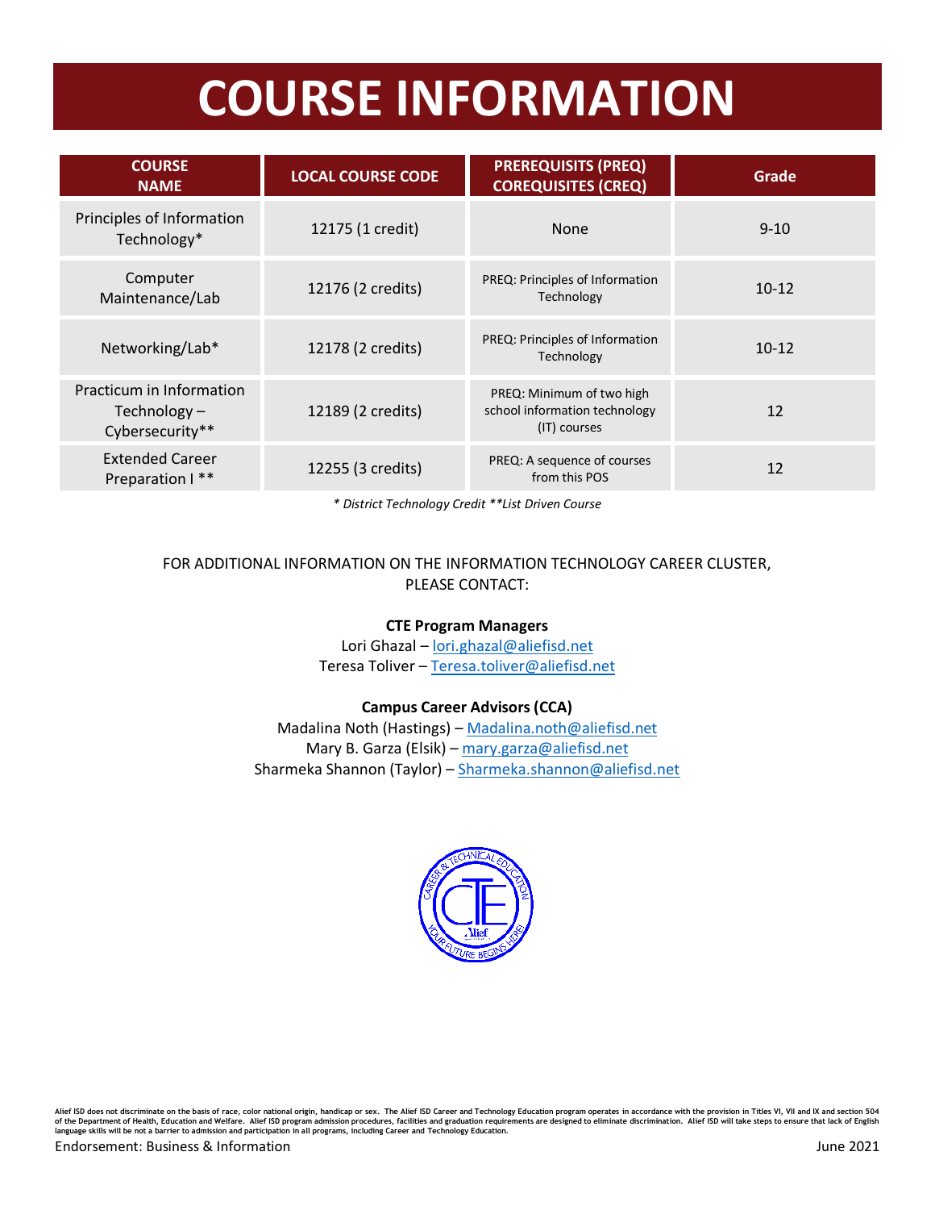# COURSE INFORMATION

| COURSE NAME | LOCAL COURSE CODE | PREREQUISITS (PREQ) COREQUISITES (CREQ) | Grade |
|---|---|---|---|
| Principles of Information Technology* | 12175 (1 credit) | None | 9-10 |
| Computer Maintenance/Lab | 12176 (2 credits) | PREQ: Principles of Information Technology | 10-12 |
| Networking/Lab* | 12178 (2 credits) | PREQ: Principles of Information Technology | 10-12 |
| Practicum in Information Technology – Cybersecurity** | 12189 (2 credits) | PREQ: Minimum of two high school information technology (IT) courses | 12 |
| Extended Career Preparation I ** | 12255 (3 credits) | PREQ: A sequence of courses from this POS | 12 |

*\* District Technology Credit \*\*List Driven Course*

FOR ADDITIONAL INFORMATION ON THE INFORMATION TECHNOLOGY CAREER CLUSTER, PLEASE CONTACT:

**CTE Program Managers**

Lori Ghazal – lori.ghazal@aliefisd.net
Teresa Toliver – Teresa.toliver@aliefisd.net

**Campus Career Advisors (CCA)**

Madalina Noth (Hastings) – Madalina.noth@aliefisd.net
Mary B. Garza (Elsik) – mary.garza@aliefisd.net
Sharmeka Shannon (Taylor) – Sharmeka.shannon@aliefisd.net

Alief ISD does not discriminate on the basis of race, color national origin, handicap or sex. The Alief ISD Career and Technology Education program operates in accordance with the provision in Titles VI, VII and IX and section 504 of the Department of Health, Education and Welfare. Alief ISD program admission procedures, facilities and graduation requirements are designed to eliminate discrimination. Alief ISD will take steps to ensure that lack of English language skills will be not a barrier to admission and participation in all programs, including Career and Technology Education.

Endorsement: Business & Information

June 2021